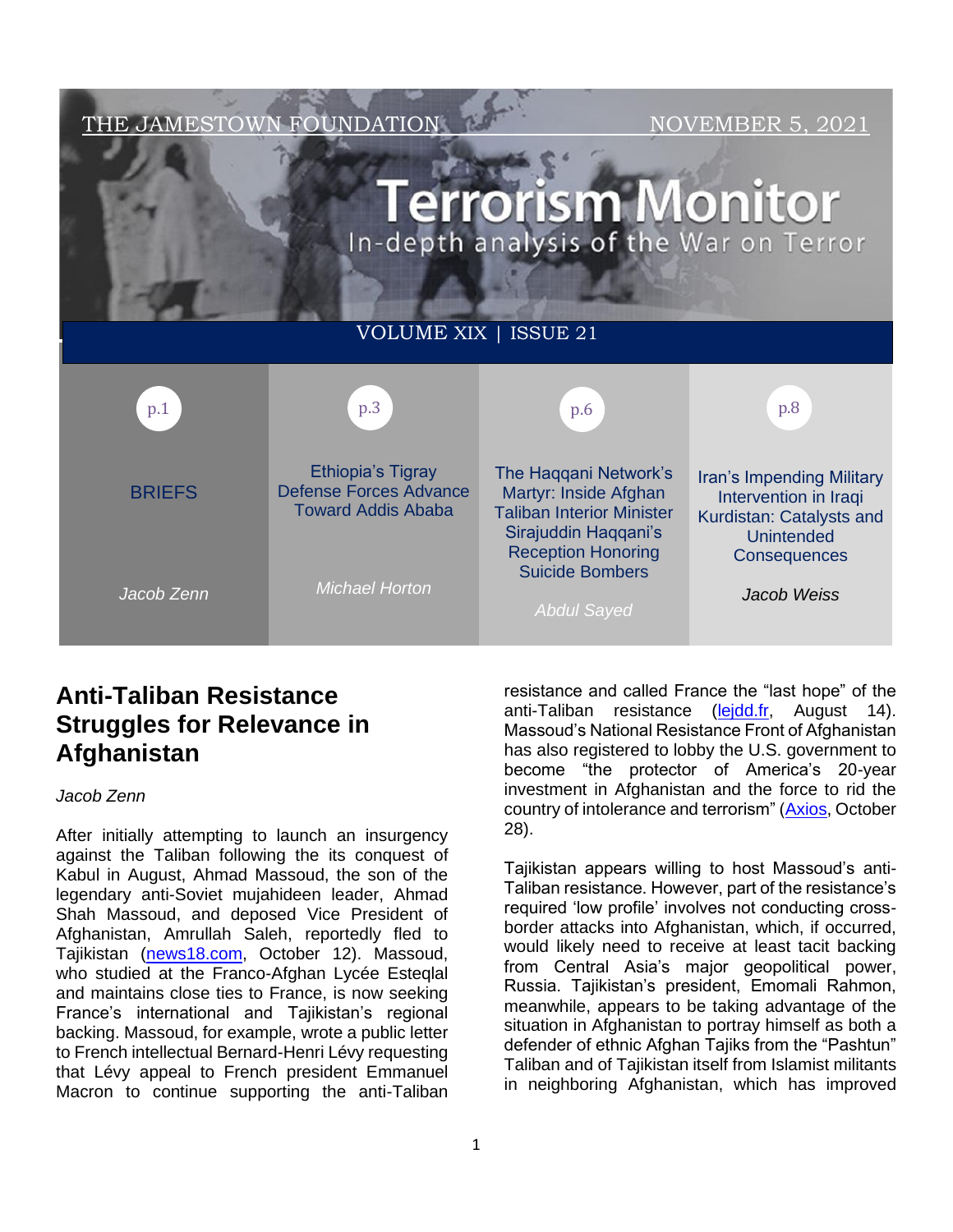THE JAMESTOWN FOUNDATION NOVEMBER 5, 2021

# Terrorism Monitor

In-depth analysis of the War on Terror

VOLUME XIX | ISSUE 21

| p.1 | p.3 | p.6 | p.8 |
|---|---|---|---|
| BRIEFS | Ethiopia's Tigray Defense Forces Advance Toward Addis Ababa | The Haqqani Network's Martyr: Inside Afghan Taliban Interior Minister Sirajuddin Haqqani's Reception Honoring Suicide Bombers | Iran's Impending Military Intervention in Iraqi Kurdistan: Catalysts and Unintended Consequences |
| *Jacob Zenn* | *Michael Horton* | *Abdul Sayed* | *Jacob Weiss* |

## Anti-Taliban Resistance Struggles for Relevance in Afghanistan

*Jacob Zenn*

After initially attempting to launch an insurgency against the Taliban following the its conquest of Kabul in August, Ahmad Massoud, the son of the legendary anti-Soviet mujahideen leader, Ahmad Shah Massoud, and deposed Vice President of Afghanistan, Amrullah Saleh, reportedly fled to Tajikistan (news18.com, October 12). Massoud, who studied at the Franco-Afghan Lycée Esteqlal and maintains close ties to France, is now seeking France's international and Tajikistan's regional backing. Massoud, for example, wrote a public letter to French intellectual Bernard-Henri Lévy requesting that Lévy appeal to French president Emmanuel Macron to continue supporting the anti-Taliban resistance and called France the "last hope" of the anti-Taliban resistance (lejdd.fr, August 14). Massoud's National Resistance Front of Afghanistan has also registered to lobby the U.S. government to become "the protector of America's 20-year investment in Afghanistan and the force to rid the country of intolerance and terrorism" (Axios, October 28).

Tajikistan appears willing to host Massoud's anti-Taliban resistance. However, part of the resistance's required 'low profile' involves not conducting cross-border attacks into Afghanistan, which, if occurred, would likely need to receive at least tacit backing from Central Asia's major geopolitical power, Russia. Tajikistan's president, Emomali Rahmon, meanwhile, appears to be taking advantage of the situation in Afghanistan to portray himself as both a defender of ethnic Afghan Tajiks from the "Pashtun" Taliban and of Tajikistan itself from Islamist militants in neighboring Afghanistan, which has improved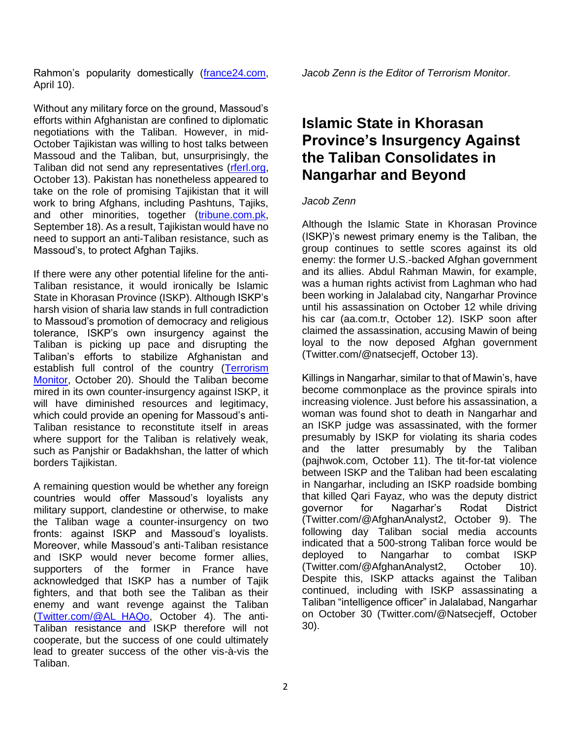Rahmon's popularity domestically (france24.com, April 10).

Without any military force on the ground, Massoud's efforts within Afghanistan are confined to diplomatic negotiations with the Taliban. However, in mid-October Tajikistan was willing to host talks between Massoud and the Taliban, but, unsurprisingly, the Taliban did not send any representatives (rferl.org, October 13). Pakistan has nonetheless appeared to take on the role of promising Tajikistan that it will work to bring Afghans, including Pashtuns, Tajiks, and other minorities, together (tribune.com.pk, September 18). As a result, Tajikistan would have no need to support an anti-Taliban resistance, such as Massoud's, to protect Afghan Tajiks.

If there were any other potential lifeline for the anti-Taliban resistance, it would ironically be Islamic State in Khorasan Province (ISKP). Although ISKP's harsh vision of sharia law stands in full contradiction to Massoud's promotion of democracy and religious tolerance, ISKP's own insurgency against the Taliban is picking up pace and disrupting the Taliban's efforts to stabilize Afghanistan and establish full control of the country (Terrorism Monitor, October 20). Should the Taliban become mired in its own counter-insurgency against ISKP, it will have diminished resources and legitimacy, which could provide an opening for Massoud's anti-Taliban resistance to reconstitute itself in areas where support for the Taliban is relatively weak, such as Panjshir or Badakhshan, the latter of which borders Tajikistan.

A remaining question would be whether any foreign countries would offer Massoud's loyalists any military support, clandestine or otherwise, to make the Taliban wage a counter-insurgency on two fronts: against ISKP and Massoud's loyalists. Moreover, while Massoud's anti-Taliban resistance and ISKP would never become former allies, supporters of the former in France have acknowledged that ISKP has a number of Tajik fighters, and that both see the Taliban as their enemy and want revenge against the Taliban (Twitter.com/@AL_HAQo, October 4). The anti-Taliban resistance and ISKP therefore will not cooperate, but the success of one could ultimately lead to greater success of the other vis-à-vis the Taliban.

*Jacob Zenn is the Editor of Terrorism Monitor.*

# Islamic State in Khorasan Province's Insurgency Against the Taliban Consolidates in Nangarhar and Beyond

*Jacob Zenn*

Although the Islamic State in Khorasan Province (ISKP)'s newest primary enemy is the Taliban, the group continues to settle scores against its old enemy: the former U.S.-backed Afghan government and its allies. Abdul Rahman Mawin, for example, was a human rights activist from Laghman who had been working in Jalalabad city, Nangarhar Province until his assassination on October 12 while driving his car (aa.com.tr, October 12). ISKP soon after claimed the assassination, accusing Mawin of being loyal to the now deposed Afghan government (Twitter.com/@natsecjeff, October 13).

Killings in Nangarhar, similar to that of Mawin's, have become commonplace as the province spirals into increasing violence. Just before his assassination, a woman was found shot to death in Nangarhar and an ISKP judge was assassinated, with the former presumably by ISKP for violating its sharia codes and the latter presumably by the Taliban (pajhwok.com, October 11). The tit-for-tat violence between ISKP and the Taliban had been escalating in Nangarhar, including an ISKP roadside bombing that killed Qari Fayaz, who was the deputy district governor for Nagarhar's Rodat District (Twitter.com/@AfghanAnalyst2, October 9). The following day Taliban social media accounts indicated that a 500-strong Taliban force would be deployed to Nangarhar to combat ISKP (Twitter.com/@AfghanAnalyst2, October 10). Despite this, ISKP attacks against the Taliban continued, including with ISKP assassinating a Taliban "intelligence officer" in Jalalabad, Nangarhar on October 30 (Twitter.com/@Natsecjeff, October 30).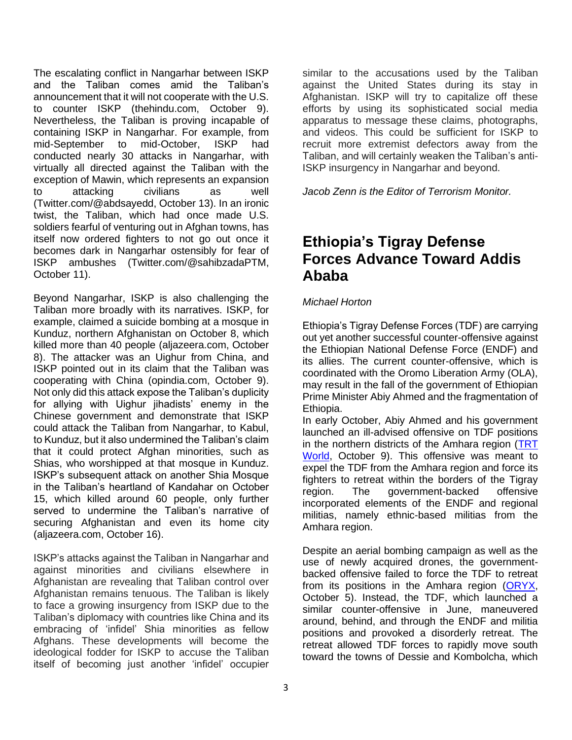The escalating conflict in Nangarhar between ISKP and the Taliban comes amid the Taliban's announcement that it will not cooperate with the U.S. to counter ISKP (thehindu.com, October 9). Nevertheless, the Taliban is proving incapable of containing ISKP in Nangarhar. For example, from mid-September to mid-October, ISKP had conducted nearly 30 attacks in Nangarhar, with virtually all directed against the Taliban with the exception of Mawin, which represents an expansion to attacking civilians as well (Twitter.com/@abdsayedd, October 13). In an ironic twist, the Taliban, which had once made U.S. soldiers fearful of venturing out in Afghan towns, has itself now ordered fighters to not go out once it becomes dark in Nangarhar ostensibly for fear of ISKP ambushes (Twitter.com/@sahibzadaPTM, October 11).

Beyond Nangarhar, ISKP is also challenging the Taliban more broadly with its narratives. ISKP, for example, claimed a suicide bombing at a mosque in Kunduz, northern Afghanistan on October 8, which killed more than 40 people (aljazeera.com, October 8). The attacker was an Uighur from China, and ISKP pointed out in its claim that the Taliban was cooperating with China (opindia.com, October 9). Not only did this attack expose the Taliban's duplicity for allying with Uighur jihadists' enemy in the Chinese government and demonstrate that ISKP could attack the Taliban from Nangarhar, to Kabul, to Kunduz, but it also undermined the Taliban's claim that it could protect Afghan minorities, such as Shias, who worshipped at that mosque in Kunduz. ISKP's subsequent attack on another Shia Mosque in the Taliban's heartland of Kandahar on October 15, which killed around 60 people, only further served to undermine the Taliban's narrative of securing Afghanistan and even its home city (aljazeera.com, October 16).

ISKP's attacks against the Taliban in Nangarhar and against minorities and civilians elsewhere in Afghanistan are revealing that Taliban control over Afghanistan remains tenuous. The Taliban is likely to face a growing insurgency from ISKP due to the Taliban's diplomacy with countries like China and its embracing of 'infidel' Shia minorities as fellow Afghans. These developments will become the ideological fodder for ISKP to accuse the Taliban itself of becoming just another 'infidel' occupier similar to the accusations used by the Taliban against the United States during its stay in Afghanistan. ISKP will try to capitalize off these efforts by using its sophisticated social media apparatus to message these claims, photographs, and videos. This could be sufficient for ISKP to recruit more extremist defectors away from the Taliban, and will certainly weaken the Taliban's anti-ISKP insurgency in Nangarhar and beyond.

*Jacob Zenn is the Editor of Terrorism Monitor.*

# Ethiopia's Tigray Defense Forces Advance Toward Addis Ababa

*Michael Horton*

Ethiopia's Tigray Defense Forces (TDF) are carrying out yet another successful counter-offensive against the Ethiopian National Defense Force (ENDF) and its allies. The current counter-offensive, which is coordinated with the Oromo Liberation Army (OLA), may result in the fall of the government of Ethiopian Prime Minister Abiy Ahmed and the fragmentation of Ethiopia.

In early October, Abiy Ahmed and his government launched an ill-advised offensive on TDF positions in the northern districts of the Amhara region (TRT World, October 9). This offensive was meant to expel the TDF from the Amhara region and force its fighters to retreat within the borders of the Tigray region. The government-backed offensive incorporated elements of the ENDF and regional militias, namely ethnic-based militias from the Amhara region.

Despite an aerial bombing campaign as well as the use of newly acquired drones, the government-backed offensive failed to force the TDF to retreat from its positions in the Amhara region (ORYX, October 5). Instead, the TDF, which launched a similar counter-offensive in June, maneuvered around, behind, and through the ENDF and militia positions and provoked a disorderly retreat. The retreat allowed TDF forces to rapidly move south toward the towns of Dessie and Kombolcha, which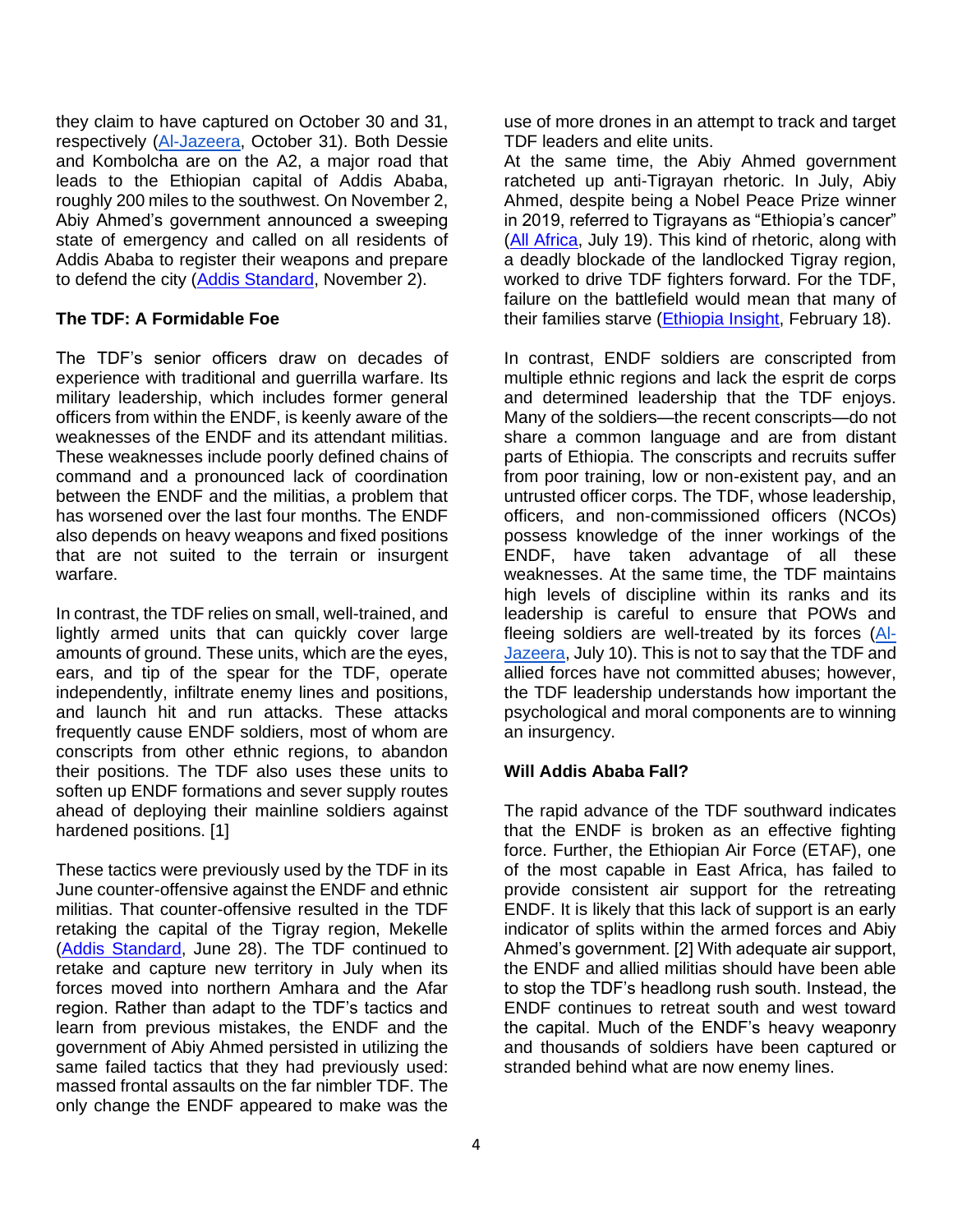they claim to have captured on October 30 and 31, respectively (Al-Jazeera, October 31). Both Dessie and Kombolcha are on the A2, a major road that leads to the Ethiopian capital of Addis Ababa, roughly 200 miles to the southwest. On November 2, Abiy Ahmed's government announced a sweeping state of emergency and called on all residents of Addis Ababa to register their weapons and prepare to defend the city (Addis Standard, November 2).

**The TDF: A Formidable Foe**

The TDF's senior officers draw on decades of experience with traditional and guerrilla warfare. Its military leadership, which includes former general officers from within the ENDF, is keenly aware of the weaknesses of the ENDF and its attendant militias. These weaknesses include poorly defined chains of command and a pronounced lack of coordination between the ENDF and the militias, a problem that has worsened over the last four months. The ENDF also depends on heavy weapons and fixed positions that are not suited to the terrain or insurgent warfare.

In contrast, the TDF relies on small, well-trained, and lightly armed units that can quickly cover large amounts of ground. These units, which are the eyes, ears, and tip of the spear for the TDF, operate independently, infiltrate enemy lines and positions, and launch hit and run attacks. These attacks frequently cause ENDF soldiers, most of whom are conscripts from other ethnic regions, to abandon their positions. The TDF also uses these units to soften up ENDF formations and sever supply routes ahead of deploying their mainline soldiers against hardened positions. [1]

These tactics were previously used by the TDF in its June counter-offensive against the ENDF and ethnic militias. That counter-offensive resulted in the TDF retaking the capital of the Tigray region, Mekelle (Addis Standard, June 28). The TDF continued to retake and capture new territory in July when its forces moved into northern Amhara and the Afar region. Rather than adapt to the TDF's tactics and learn from previous mistakes, the ENDF and the government of Abiy Ahmed persisted in utilizing the same failed tactics that they had previously used: massed frontal assaults on the far nimbler TDF. The only change the ENDF appeared to make was the use of more drones in an attempt to track and target TDF leaders and elite units.

At the same time, the Abiy Ahmed government ratcheted up anti-Tigrayan rhetoric. In July, Abiy Ahmed, despite being a Nobel Peace Prize winner in 2019, referred to Tigrayans as "Ethiopia's cancer" (All Africa, July 19). This kind of rhetoric, along with a deadly blockade of the landlocked Tigray region, worked to drive TDF fighters forward. For the TDF, failure on the battlefield would mean that many of their families starve (Ethiopia Insight, February 18).

In contrast, ENDF soldiers are conscripted from multiple ethnic regions and lack the esprit de corps and determined leadership that the TDF enjoys. Many of the soldiers—the recent conscripts—do not share a common language and are from distant parts of Ethiopia. The conscripts and recruits suffer from poor training, low or non-existent pay, and an untrusted officer corps. The TDF, whose leadership, officers, and non-commissioned officers (NCOs) possess knowledge of the inner workings of the ENDF, have taken advantage of all these weaknesses. At the same time, the TDF maintains high levels of discipline within its ranks and its leadership is careful to ensure that POWs and fleeing soldiers are well-treated by its forces (Al-Jazeera, July 10). This is not to say that the TDF and allied forces have not committed abuses; however, the TDF leadership understands how important the psychological and moral components are to winning an insurgency.

**Will Addis Ababa Fall?**

The rapid advance of the TDF southward indicates that the ENDF is broken as an effective fighting force. Further, the Ethiopian Air Force (ETAF), one of the most capable in East Africa, has failed to provide consistent air support for the retreating ENDF. It is likely that this lack of support is an early indicator of splits within the armed forces and Abiy Ahmed's government. [2] With adequate air support, the ENDF and allied militias should have been able to stop the TDF's headlong rush south. Instead, the ENDF continues to retreat south and west toward the capital. Much of the ENDF's heavy weaponry and thousands of soldiers have been captured or stranded behind what are now enemy lines.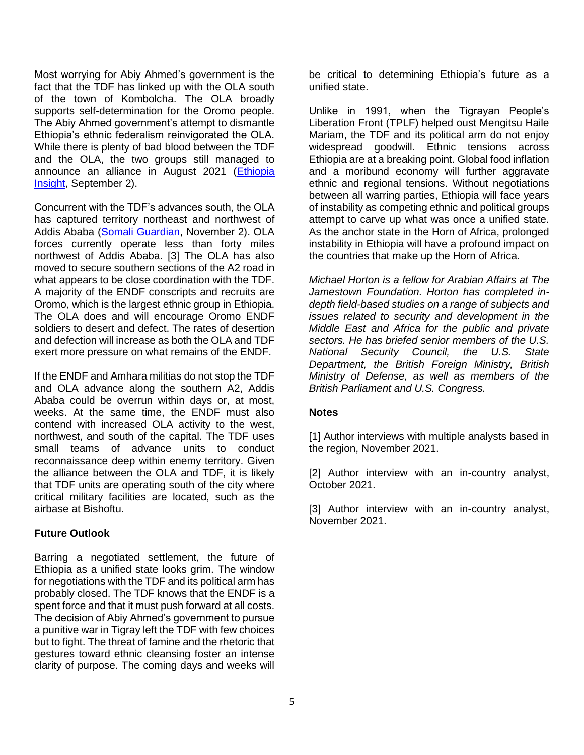Most worrying for Abiy Ahmed's government is the fact that the TDF has linked up with the OLA south of the town of Kombolcha. The OLA broadly supports self-determination for the Oromo people. The Abiy Ahmed government's attempt to dismantle Ethiopia's ethnic federalism reinvigorated the OLA. While there is plenty of bad blood between the TDF and the OLA, the two groups still managed to announce an alliance in August 2021 (Ethiopia Insight, September 2).

Concurrent with the TDF's advances south, the OLA has captured territory northeast and northwest of Addis Ababa (Somali Guardian, November 2). OLA forces currently operate less than forty miles northwest of Addis Ababa. [3] The OLA has also moved to secure southern sections of the A2 road in what appears to be close coordination with the TDF. A majority of the ENDF conscripts and recruits are Oromo, which is the largest ethnic group in Ethiopia. The OLA does and will encourage Oromo ENDF soldiers to desert and defect. The rates of desertion and defection will increase as both the OLA and TDF exert more pressure on what remains of the ENDF.

If the ENDF and Amhara militias do not stop the TDF and OLA advance along the southern A2, Addis Ababa could be overrun within days or, at most, weeks. At the same time, the ENDF must also contend with increased OLA activity to the west, northwest, and south of the capital. The TDF uses small teams of advance units to conduct reconnaissance deep within enemy territory. Given the alliance between the OLA and TDF, it is likely that TDF units are operating south of the city where critical military facilities are located, such as the airbase at Bishoftu.

## Future Outlook

Barring a negotiated settlement, the future of Ethiopia as a unified state looks grim. The window for negotiations with the TDF and its political arm has probably closed. The TDF knows that the ENDF is a spent force and that it must push forward at all costs. The decision of Abiy Ahmed's government to pursue a punitive war in Tigray left the TDF with few choices but to fight. The threat of famine and the rhetoric that gestures toward ethnic cleansing foster an intense clarity of purpose. The coming days and weeks will be critical to determining Ethiopia's future as a unified state.

Unlike in 1991, when the Tigrayan People's Liberation Front (TPLF) helped oust Mengitsu Haile Mariam, the TDF and its political arm do not enjoy widespread goodwill. Ethnic tensions across Ethiopia are at a breaking point. Global food inflation and a moribund economy will further aggravate ethnic and regional tensions. Without negotiations between all warring parties, Ethiopia will face years of instability as competing ethnic and political groups attempt to carve up what was once a unified state. As the anchor state in the Horn of Africa, prolonged instability in Ethiopia will have a profound impact on the countries that make up the Horn of Africa.

*Michael Horton is a fellow for Arabian Affairs at The Jamestown Foundation. Horton has completed in-depth field-based studies on a range of subjects and issues related to security and development in the Middle East and Africa for the public and private sectors. He has briefed senior members of the U.S. National Security Council, the U.S. State Department, the British Foreign Ministry, British Ministry of Defense, as well as members of the British Parliament and U.S. Congress.*

### Notes

[1] Author interviews with multiple analysts based in the region, November 2021.

[2] Author interview with an in-country analyst, October 2021.

[3] Author interview with an in-country analyst, November 2021.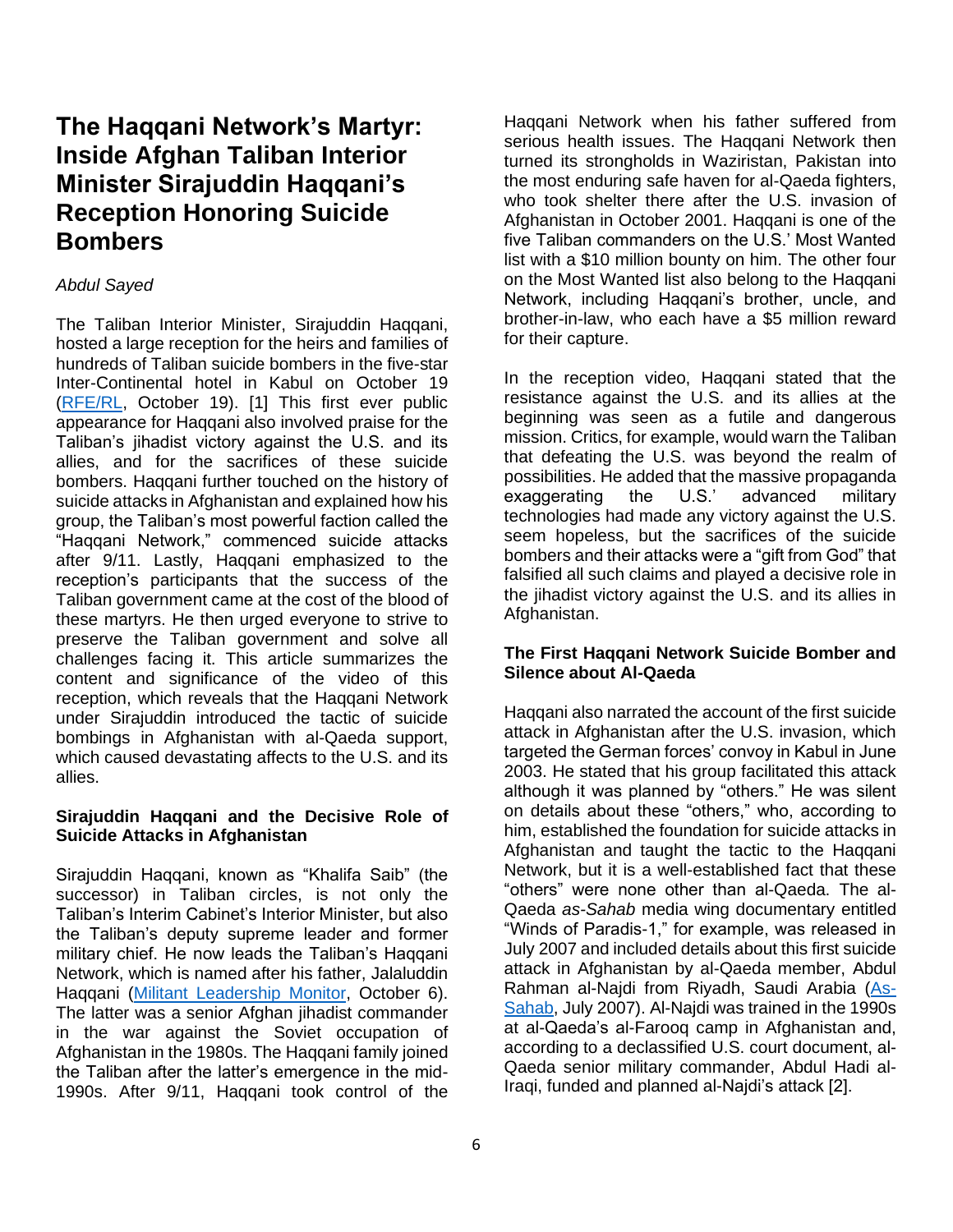# The Haqqani Network's Martyr: Inside Afghan Taliban Interior Minister Sirajuddin Haqqani's Reception Honoring Suicide Bombers

*Abdul Sayed*

The Taliban Interior Minister, Sirajuddin Haqqani, hosted a large reception for the heirs and families of hundreds of Taliban suicide bombers in the five-star Inter-Continental hotel in Kabul on October 19 (RFE/RL, October 19). [1] This first ever public appearance for Haqqani also involved praise for the Taliban's jihadist victory against the U.S. and its allies, and for the sacrifices of these suicide bombers. Haqqani further touched on the history of suicide attacks in Afghanistan and explained how his group, the Taliban's most powerful faction called the "Haqqani Network," commenced suicide attacks after 9/11. Lastly, Haqqani emphasized to the reception's participants that the success of the Taliban government came at the cost of the blood of these martyrs. He then urged everyone to strive to preserve the Taliban government and solve all challenges facing it. This article summarizes the content and significance of the video of this reception, which reveals that the Haqqani Network under Sirajuddin introduced the tactic of suicide bombings in Afghanistan with al-Qaeda support, which caused devastating affects to the U.S. and its allies.

## Sirajuddin Haqqani and the Decisive Role of Suicide Attacks in Afghanistan

Sirajuddin Haqqani, known as "Khalifa Saib" (the successor) in Taliban circles, is not only the Taliban's Interim Cabinet's Interior Minister, but also the Taliban's deputy supreme leader and former military chief. He now leads the Taliban's Haqqani Network, which is named after his father, Jalaluddin Haqqani (Militant Leadership Monitor, October 6). The latter was a senior Afghan jihadist commander in the war against the Soviet occupation of Afghanistan in the 1980s. The Haqqani family joined the Taliban after the latter's emergence in the mid-1990s. After 9/11, Haqqani took control of the Haqqani Network when his father suffered from serious health issues. The Haqqani Network then turned its strongholds in Waziristan, Pakistan into the most enduring safe haven for al-Qaeda fighters, who took shelter there after the U.S. invasion of Afghanistan in October 2001. Haqqani is one of the five Taliban commanders on the U.S.' Most Wanted list with a $10 million bounty on him. The other four on the Most Wanted list also belong to the Haqqani Network, including Haqqani's brother, uncle, and brother-in-law, who each have a $5 million reward for their capture.

In the reception video, Haqqani stated that the resistance against the U.S. and its allies at the beginning was seen as a futile and dangerous mission. Critics, for example, would warn the Taliban that defeating the U.S. was beyond the realm of possibilities. He added that the massive propaganda exaggerating the U.S.' advanced military technologies had made any victory against the U.S. seem hopeless, but the sacrifices of the suicide bombers and their attacks were a "gift from God" that falsified all such claims and played a decisive role in the jihadist victory against the U.S. and its allies in Afghanistan.

## The First Haqqani Network Suicide Bomber and Silence about Al-Qaeda

Haqqani also narrated the account of the first suicide attack in Afghanistan after the U.S. invasion, which targeted the German forces' convoy in Kabul in June 2003. He stated that his group facilitated this attack although it was planned by "others." He was silent on details about these "others," who, according to him, established the foundation for suicide attacks in Afghanistan and taught the tactic to the Haqqani Network, but it is a well-established fact that these "others" were none other than al-Qaeda. The al-Qaeda *as-Sahab* media wing documentary entitled "Winds of Paradis-1," for example, was released in July 2007 and included details about this first suicide attack in Afghanistan by al-Qaeda member, Abdul Rahman al-Najdi from Riyadh, Saudi Arabia (As-Sahab, July 2007). Al-Najdi was trained in the 1990s at al-Qaeda's al-Farooq camp in Afghanistan and, according to a declassified U.S. court document, al-Qaeda senior military commander, Abdul Hadi al-Iraqi, funded and planned al-Najdi's attack [2].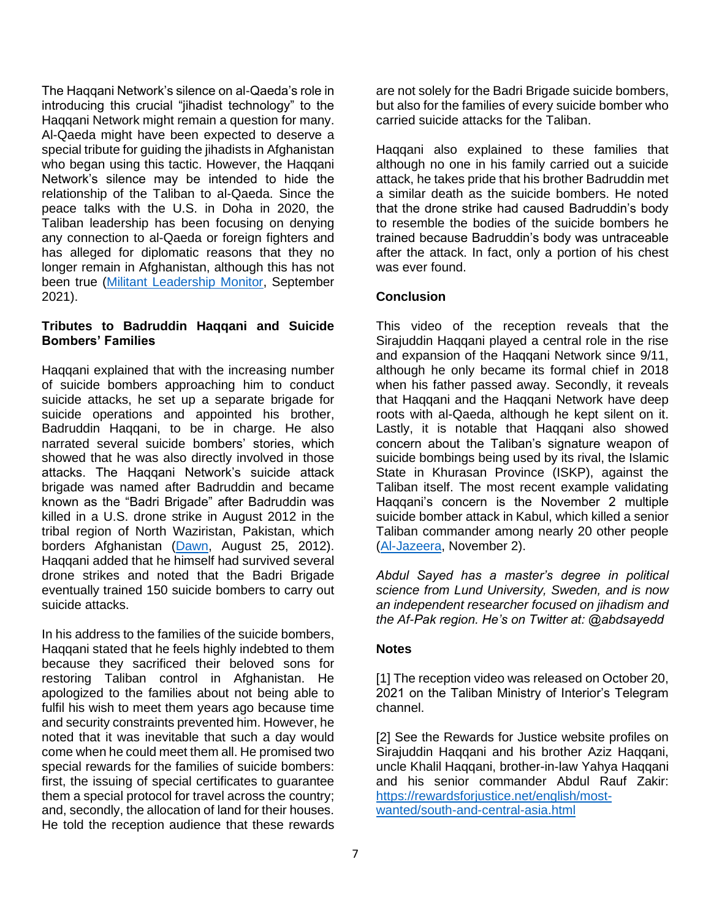The Haqqani Network's silence on al-Qaeda's role in introducing this crucial "jihadist technology" to the Haqqani Network might remain a question for many. Al-Qaeda might have been expected to deserve a special tribute for guiding the jihadists in Afghanistan who began using this tactic. However, the Haqqani Network's silence may be intended to hide the relationship of the Taliban to al-Qaeda. Since the peace talks with the U.S. in Doha in 2020, the Taliban leadership has been focusing on denying any connection to al-Qaeda or foreign fighters and has alleged for diplomatic reasons that they no longer remain in Afghanistan, although this has not been true (Militant Leadership Monitor, September 2021).

**Tributes to Badruddin Haqqani and Suicide Bombers' Families**

Haqqani explained that with the increasing number of suicide bombers approaching him to conduct suicide attacks, he set up a separate brigade for suicide operations and appointed his brother, Badruddin Haqqani, to be in charge. He also narrated several suicide bombers' stories, which showed that he was also directly involved in those attacks. The Haqqani Network's suicide attack brigade was named after Badruddin and became known as the "Badri Brigade" after Badruddin was killed in a U.S. drone strike in August 2012 in the tribal region of North Waziristan, Pakistan, which borders Afghanistan (Dawn, August 25, 2012). Haqqani added that he himself had survived several drone strikes and noted that the Badri Brigade eventually trained 150 suicide bombers to carry out suicide attacks.

In his address to the families of the suicide bombers, Haqqani stated that he feels highly indebted to them because they sacrificed their beloved sons for restoring Taliban control in Afghanistan. He apologized to the families about not being able to fulfil his wish to meet them years ago because time and security constraints prevented him. However, he noted that it was inevitable that such a day would come when he could meet them all. He promised two special rewards for the families of suicide bombers: first, the issuing of special certificates to guarantee them a special protocol for travel across the country; and, secondly, the allocation of land for their houses. He told the reception audience that these rewards are not solely for the Badri Brigade suicide bombers, but also for the families of every suicide bomber who carried suicide attacks for the Taliban.

Haqqani also explained to these families that although no one in his family carried out a suicide attack, he takes pride that his brother Badruddin met a similar death as the suicide bombers. He noted that the drone strike had caused Badruddin's body to resemble the bodies of the suicide bombers he trained because Badruddin's body was untraceable after the attack. In fact, only a portion of his chest was ever found.

**Conclusion**

This video of the reception reveals that the Sirajuddin Haqqani played a central role in the rise and expansion of the Haqqani Network since 9/11, although he only became its formal chief in 2018 when his father passed away. Secondly, it reveals that Haqqani and the Haqqani Network have deep roots with al-Qaeda, although he kept silent on it. Lastly, it is notable that Haqqani also showed concern about the Taliban's signature weapon of suicide bombings being used by its rival, the Islamic State in Khurasan Province (ISKP), against the Taliban itself. The most recent example validating Haqqani's concern is the November 2 multiple suicide bomber attack in Kabul, which killed a senior Taliban commander among nearly 20 other people (Al-Jazeera, November 2).

*Abdul Sayed has a master's degree in political science from Lund University, Sweden, and is now an independent researcher focused on jihadism and the Af-Pak region. He's on Twitter at: @abdsayedd*

**Notes**

[1] The reception video was released on October 20, 2021 on the Taliban Ministry of Interior's Telegram channel.

[2] See the Rewards for Justice website profiles on Sirajuddin Haqqani and his brother Aziz Haqqani, uncle Khalil Haqqani, brother-in-law Yahya Haqqani and his senior commander Abdul Rauf Zakir: https://rewardsforjustice.net/english/most-wanted/south-and-central-asia.html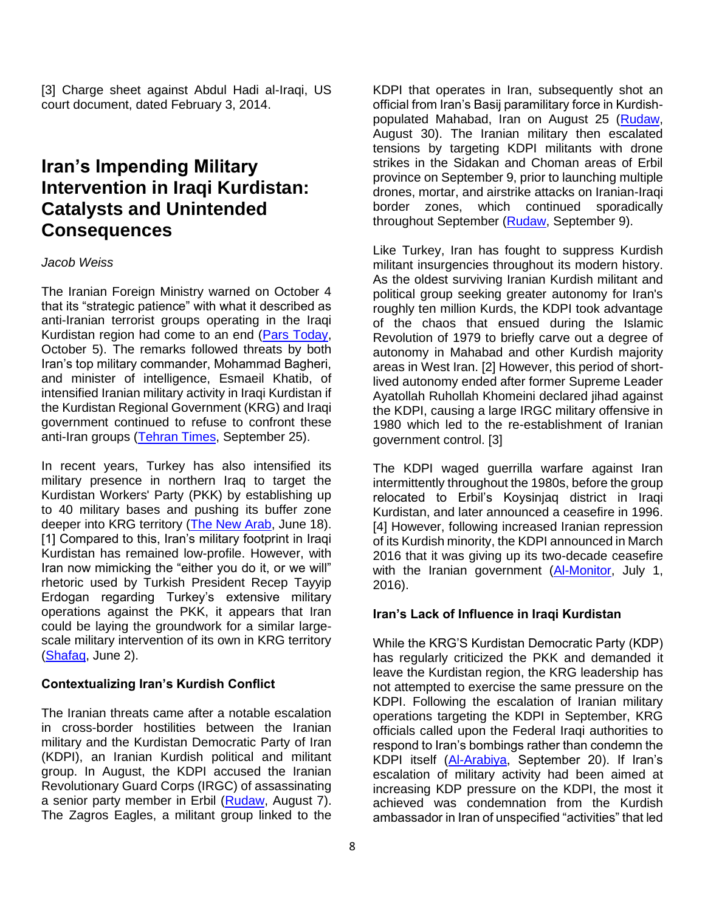[3] Charge sheet against Abdul Hadi al-Iraqi, US court document, dated February 3, 2014.

# Iran's Impending Military Intervention in Iraqi Kurdistan: Catalysts and Unintended Consequences

*Jacob Weiss*

The Iranian Foreign Ministry warned on October 4 that its "strategic patience" with what it described as anti-Iranian terrorist groups operating in the Iraqi Kurdistan region had come to an end (Pars Today, October 5). The remarks followed threats by both Iran's top military commander, Mohammad Bagheri, and minister of intelligence, Esmaeil Khatib, of intensified Iranian military activity in Iraqi Kurdistan if the Kurdistan Regional Government (KRG) and Iraqi government continued to refuse to confront these anti-Iran groups (Tehran Times, September 25).

In recent years, Turkey has also intensified its military presence in northern Iraq to target the Kurdistan Workers' Party (PKK) by establishing up to 40 military bases and pushing its buffer zone deeper into KRG territory (The New Arab, June 18). [1] Compared to this, Iran's military footprint in Iraqi Kurdistan has remained low-profile. However, with Iran now mimicking the "either you do it, or we will" rhetoric used by Turkish President Recep Tayyip Erdogan regarding Turkey's extensive military operations against the PKK, it appears that Iran could be laying the groundwork for a similar large-scale military intervention of its own in KRG territory (Shafaq, June 2).

### Contextualizing Iran's Kurdish Conflict

The Iranian threats came after a notable escalation in cross-border hostilities between the Iranian military and the Kurdistan Democratic Party of Iran (KDPI), an Iranian Kurdish political and militant group. In August, the KDPI accused the Iranian Revolutionary Guard Corps (IRGC) of assassinating a senior party member in Erbil (Rudaw, August 7). The Zagros Eagles, a militant group linked to the KDPI that operates in Iran, subsequently shot an official from Iran's Basij paramilitary force in Kurdish-populated Mahabad, Iran on August 25 (Rudaw, August 30). The Iranian military then escalated tensions by targeting KDPI militants with drone strikes in the Sidakan and Choman areas of Erbil province on September 9, prior to launching multiple drones, mortar, and airstrike attacks on Iranian-Iraqi border zones, which continued sporadically throughout September (Rudaw, September 9).

Like Turkey, Iran has fought to suppress Kurdish militant insurgencies throughout its modern history. As the oldest surviving Iranian Kurdish militant and political group seeking greater autonomy for Iran's roughly ten million Kurds, the KDPI took advantage of the chaos that ensued during the Islamic Revolution of 1979 to briefly carve out a degree of autonomy in Mahabad and other Kurdish majority areas in West Iran. [2] However, this period of short-lived autonomy ended after former Supreme Leader Ayatollah Ruhollah Khomeini declared jihad against the KDPI, causing a large IRGC military offensive in 1980 which led to the re-establishment of Iranian government control. [3]

The KDPI waged guerrilla warfare against Iran intermittently throughout the 1980s, before the group relocated to Erbil's Koysinjaq district in Iraqi Kurdistan, and later announced a ceasefire in 1996. [4] However, following increased Iranian repression of its Kurdish minority, the KDPI announced in March 2016 that it was giving up its two-decade ceasefire with the Iranian government (Al-Monitor, July 1, 2016).

### Iran's Lack of Influence in Iraqi Kurdistan

While the KRG'S Kurdistan Democratic Party (KDP) has regularly criticized the PKK and demanded it leave the Kurdistan region, the KRG leadership has not attempted to exercise the same pressure on the KDPI. Following the escalation of Iranian military operations targeting the KDPI in September, KRG officials called upon the Federal Iraqi authorities to respond to Iran's bombings rather than condemn the KDPI itself (Al-Arabiya, September 20). If Iran's escalation of military activity had been aimed at increasing KDP pressure on the KDPI, the most it achieved was condemnation from the Kurdish ambassador in Iran of unspecified "activities" that led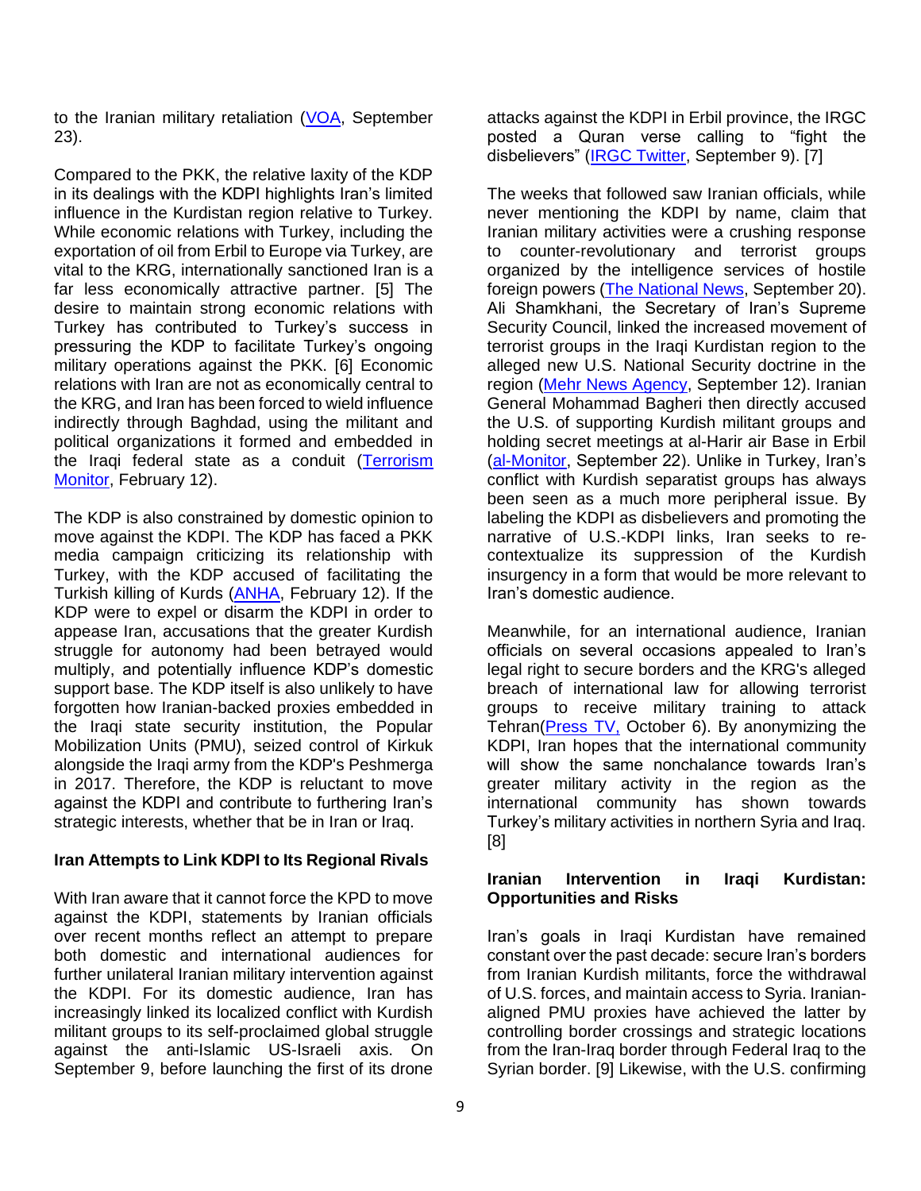to the Iranian military retaliation (VOA, September 23).

Compared to the PKK, the relative laxity of the KDP in its dealings with the KDPI highlights Iran's limited influence in the Kurdistan region relative to Turkey. While economic relations with Turkey, including the exportation of oil from Erbil to Europe via Turkey, are vital to the KRG, internationally sanctioned Iran is a far less economically attractive partner. [5] The desire to maintain strong economic relations with Turkey has contributed to Turkey's success in pressuring the KDP to facilitate Turkey's ongoing military operations against the PKK. [6] Economic relations with Iran are not as economically central to the KRG, and Iran has been forced to wield influence indirectly through Baghdad, using the militant and political organizations it formed and embedded in the Iraqi federal state as a conduit (Terrorism Monitor, February 12).

The KDP is also constrained by domestic opinion to move against the KDPI. The KDP has faced a PKK media campaign criticizing its relationship with Turkey, with the KDP accused of facilitating the Turkish killing of Kurds (ANHA, February 12). If the KDP were to expel or disarm the KDPI in order to appease Iran, accusations that the greater Kurdish struggle for autonomy had been betrayed would multiply, and potentially influence KDP's domestic support base. The KDP itself is also unlikely to have forgotten how Iranian-backed proxies embedded in the Iraqi state security institution, the Popular Mobilization Units (PMU), seized control of Kirkuk alongside the Iraqi army from the KDP's Peshmerga in 2017. Therefore, the KDP is reluctant to move against the KDPI and contribute to furthering Iran's strategic interests, whether that be in Iran or Iraq.

**Iran Attempts to Link KDPI to Its Regional Rivals**

With Iran aware that it cannot force the KPD to move against the KDPI, statements by Iranian officials over recent months reflect an attempt to prepare both domestic and international audiences for further unilateral Iranian military intervention against the KDPI. For its domestic audience, Iran has increasingly linked its localized conflict with Kurdish militant groups to its self-proclaimed global struggle against the anti-Islamic US-Israeli axis. On September 9, before launching the first of its drone attacks against the KDPI in Erbil province, the IRGC posted a Quran verse calling to "fight the disbelievers" (IRGC Twitter, September 9). [7]

The weeks that followed saw Iranian officials, while never mentioning the KDPI by name, claim that Iranian military activities were a crushing response to counter-revolutionary and terrorist groups organized by the intelligence services of hostile foreign powers (The National News, September 20). Ali Shamkhani, the Secretary of Iran's Supreme Security Council, linked the increased movement of terrorist groups in the Iraqi Kurdistan region to the alleged new U.S. National Security doctrine in the region (Mehr News Agency, September 12). Iranian General Mohammad Bagheri then directly accused the U.S. of supporting Kurdish militant groups and holding secret meetings at al-Harir air Base in Erbil (al-Monitor, September 22). Unlike in Turkey, Iran's conflict with Kurdish separatist groups has always been seen as a much more peripheral issue. By labeling the KDPI as disbelievers and promoting the narrative of U.S.-KDPI links, Iran seeks to re-contextualize its suppression of the Kurdish insurgency in a form that would be more relevant to Iran's domestic audience.

Meanwhile, for an international audience, Iranian officials on several occasions appealed to Iran's legal right to secure borders and the KRG's alleged breach of international law for allowing terrorist groups to receive military training to attack Tehran(Press TV, October 6). By anonymizing the KDPI, Iran hopes that the international community will show the same nonchalance towards Iran's greater military activity in the region as the international community has shown towards Turkey's military activities in northern Syria and Iraq. [8]

**Iranian Intervention in Iraqi Kurdistan: Opportunities and Risks**

Iran's goals in Iraqi Kurdistan have remained constant over the past decade: secure Iran's borders from Iranian Kurdish militants, force the withdrawal of U.S. forces, and maintain access to Syria. Iranian-aligned PMU proxies have achieved the latter by controlling border crossings and strategic locations from the Iran-Iraq border through Federal Iraq to the Syrian border. [9] Likewise, with the U.S. confirming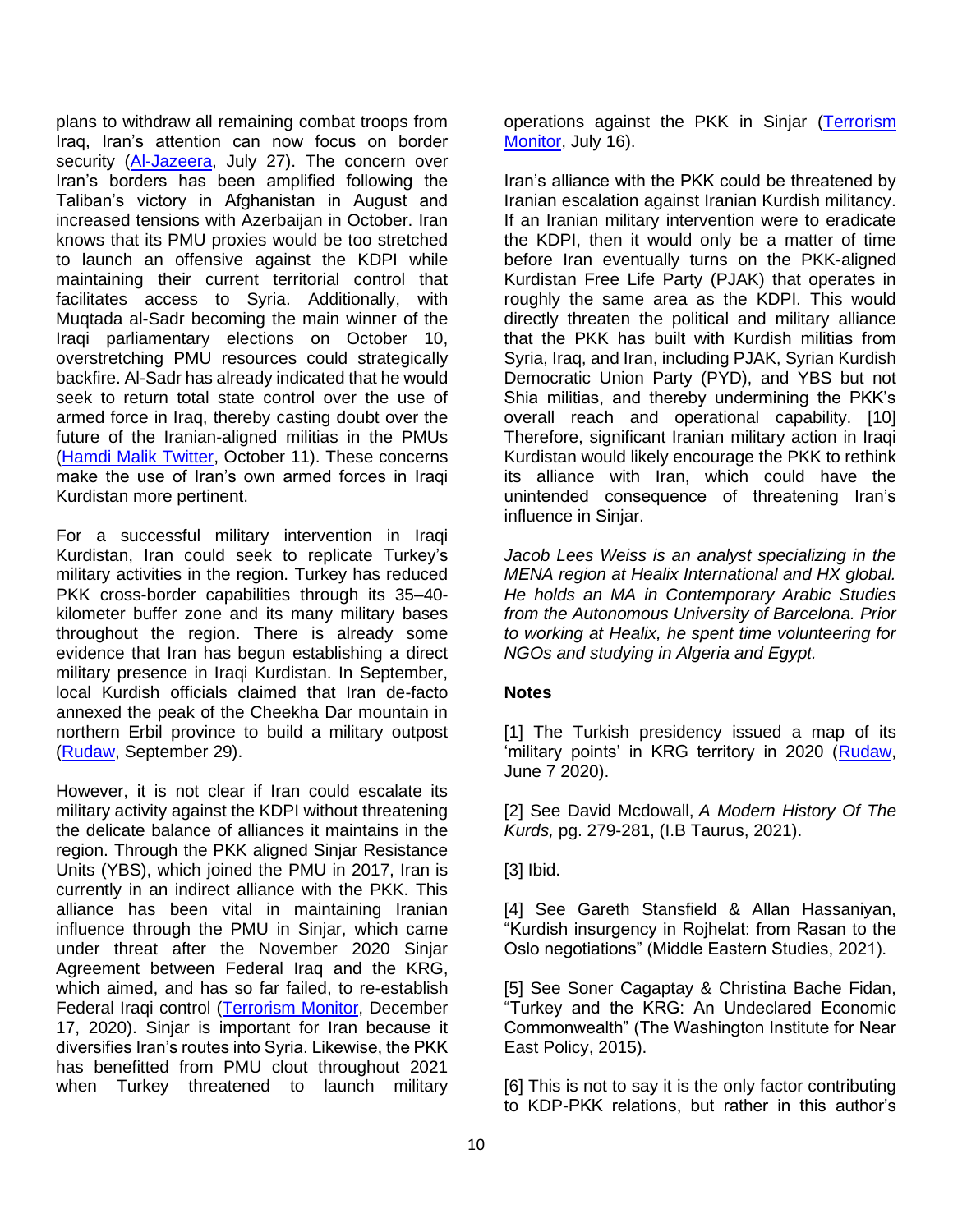plans to withdraw all remaining combat troops from Iraq, Iran's attention can now focus on border security (Al-Jazeera, July 27). The concern over Iran's borders has been amplified following the Taliban's victory in Afghanistan in August and increased tensions with Azerbaijan in October. Iran knows that its PMU proxies would be too stretched to launch an offensive against the KDPI while maintaining their current territorial control that facilitates access to Syria. Additionally, with Muqtada al-Sadr becoming the main winner of the Iraqi parliamentary elections on October 10, overstretching PMU resources could strategically backfire. Al-Sadr has already indicated that he would seek to return total state control over the use of armed force in Iraq, thereby casting doubt over the future of the Iranian-aligned militias in the PMUs (Hamdi Malik Twitter, October 11). These concerns make the use of Iran's own armed forces in Iraqi Kurdistan more pertinent.

For a successful military intervention in Iraqi Kurdistan, Iran could seek to replicate Turkey's military activities in the region. Turkey has reduced PKK cross-border capabilities through its 35–40-kilometer buffer zone and its many military bases throughout the region. There is already some evidence that Iran has begun establishing a direct military presence in Iraqi Kurdistan. In September, local Kurdish officials claimed that Iran de-facto annexed the peak of the Cheekha Dar mountain in northern Erbil province to build a military outpost (Rudaw, September 29).

However, it is not clear if Iran could escalate its military activity against the KDPI without threatening the delicate balance of alliances it maintains in the region. Through the PKK aligned Sinjar Resistance Units (YBS), which joined the PMU in 2017, Iran is currently in an indirect alliance with the PKK. This alliance has been vital in maintaining Iranian influence through the PMU in Sinjar, which came under threat after the November 2020 Sinjar Agreement between Federal Iraq and the KRG, which aimed, and has so far failed, to re-establish Federal Iraqi control (Terrorism Monitor, December 17, 2020). Sinjar is important for Iran because it diversifies Iran's routes into Syria. Likewise, the PKK has benefitted from PMU clout throughout 2021 when Turkey threatened to launch military operations against the PKK in Sinjar (Terrorism Monitor, July 16).

Iran's alliance with the PKK could be threatened by Iranian escalation against Iranian Kurdish militancy. If an Iranian military intervention were to eradicate the KDPI, then it would only be a matter of time before Iran eventually turns on the PKK-aligned Kurdistan Free Life Party (PJAK) that operates in roughly the same area as the KDPI. This would directly threaten the political and military alliance that the PKK has built with Kurdish militias from Syria, Iraq, and Iran, including PJAK, Syrian Kurdish Democratic Union Party (PYD), and YBS but not Shia militias, and thereby undermining the PKK's overall reach and operational capability. [10] Therefore, significant Iranian military action in Iraqi Kurdistan would likely encourage the PKK to rethink its alliance with Iran, which could have the unintended consequence of threatening Iran's influence in Sinjar.

*Jacob Lees Weiss is an analyst specializing in the MENA region at Healix International and HX global. He holds an MA in Contemporary Arabic Studies from the Autonomous University of Barcelona. Prior to working at Healix, he spent time volunteering for NGOs and studying in Algeria and Egypt.*

**Notes**

[1] The Turkish presidency issued a map of its 'military points' in KRG territory in 2020 (Rudaw, June 7 2020).

[2] See David Mcdowall, *A Modern History Of The Kurds,* pg. 279-281, (I.B Taurus, 2021).

[3] Ibid.

[4] See Gareth Stansfield & Allan Hassaniyan, "Kurdish insurgency in Rojhelat: from Rasan to the Oslo negotiations" (Middle Eastern Studies, 2021).

[5] See Soner Cagaptay & Christina Bache Fidan, "Turkey and the KRG: An Undeclared Economic Commonwealth" (The Washington Institute for Near East Policy, 2015).

[6] This is not to say it is the only factor contributing to KDP-PKK relations, but rather in this author's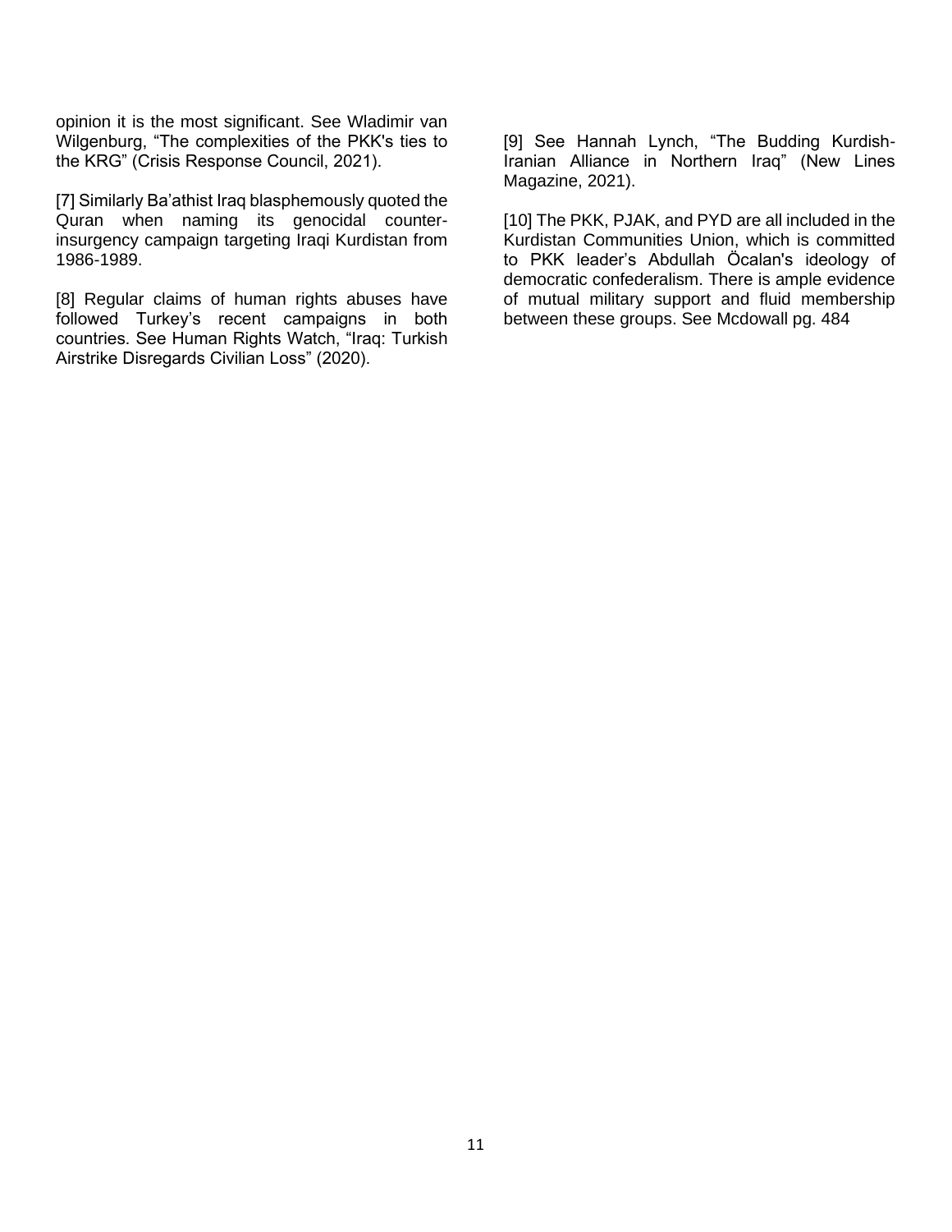opinion it is the most significant. See Wladimir van Wilgenburg, "The complexities of the PKK's ties to the KRG" (Crisis Response Council, 2021).

[7] Similarly Ba'athist Iraq blasphemously quoted the Quran when naming its genocidal counter-insurgency campaign targeting Iraqi Kurdistan from 1986-1989.

[8] Regular claims of human rights abuses have followed Turkey's recent campaigns in both countries. See Human Rights Watch, "Iraq: Turkish Airstrike Disregards Civilian Loss" (2020).

[9] See Hannah Lynch, "The Budding Kurdish-Iranian Alliance in Northern Iraq" (New Lines Magazine, 2021).

[10] The PKK, PJAK, and PYD are all included in the Kurdistan Communities Union, which is committed to PKK leader's Abdullah Öcalan's ideology of democratic confederalism. There is ample evidence of mutual military support and fluid membership between these groups. See Mcdowall pg. 484